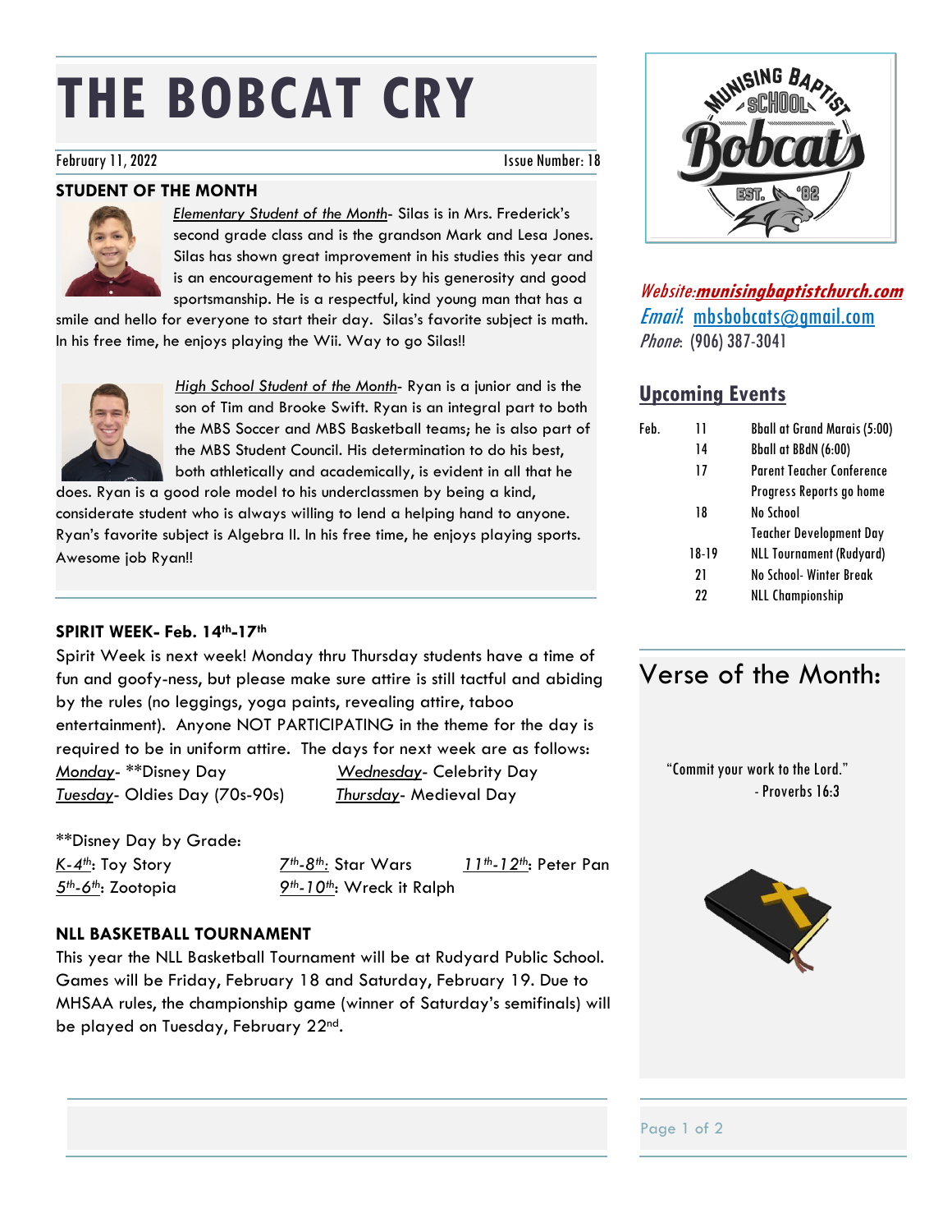# THE BOBCAT CRY

February 11, 2022 Issue Number: 18

## STUDENT OF THE MONTH

*Elementary Student of the Month*- Silas is in Mrs. Frederick's second grade class and is the grandson Mark and Lesa Jones. Silas has shown great improvement in his studies this year and is an encouragement to his peers by his generosity and good sportsmanship. He is a respectful, kind young man that has a smile and hello for everyone to start their day. Silas's favorite subject is math. In his free time, he enjoys playing the Wii. Way to go Silas!!

*High School Student of the Month*- Ryan is a junior and is the son of Tim and Brooke Swift. Ryan is an integral part to both the MBS Soccer and MBS Basketball teams; he is also part of the MBS Student Council. His determination to do his best, both athletically and academically, is evident in all that he does. Ryan is a good role model to his underclassmen by being a kind, considerate student who is always willing to lend a helping hand to anyone. Ryan's favorite subject is Algebra II. In his free time, he enjoys playing sports. Awesome job Ryan!!

## SPIRIT WEEK- Feb. 14th-17th

Spirit Week is next week! Monday thru Thursday students have a time of fun and goofy-ness, but please make sure attire is still tactful and abiding by the rules (no leggings, yoga paints, revealing attire, taboo entertainment). Anyone NOT PARTICIPATING in the theme for the day is required to be in uniform attire. The days for next week are as follows:

- *Monday*- **Disney Day
- *Tuesday*- Oldies Day (70s-90s)
- *Wednesday*- Celebrity Day
- *Thursday*- Medieval Day

**Disney Day by Grade:

- *K-4th*: Toy Story
- *5th-6th*: Zootopia
- *7th-8th*: Star Wars
- *9th-10th*: Wreck it Ralph
- *11th-12th*: Peter Pan

## NLL BASKETBALL TOURNAMENT

This year the NLL Basketball Tournament will be at Rudyard Public School. Games will be Friday, February 18 and Saturday, February 19. Due to MHSAA rules, the championship game (winner of Saturday's semifinals) will be played on Tuesday, February 22nd.

*Website:* **munisingbaptistchurch.com**
*Email*: mbsbobcats@gmail.com
*Phone*: (906) 387-3041

## Upcoming Events

| Feb. | | |
|---|---|---|
| | 11 | Bball at Grand Marais (5:00) |
| | 14 | Bball at BBdN (6:00) |
| | 17 | Parent Teacher Conference<br>Progress Reports go home |
| | 18 | No School<br>Teacher Development Day |
| | 18-19 | NLL Tournament (Rudyard) |
| | 21 | No School- Winter Break |
| | 22 | NLL Championship |

## Verse of the Month:

"Commit your work to the Lord."
- Proverbs 16:3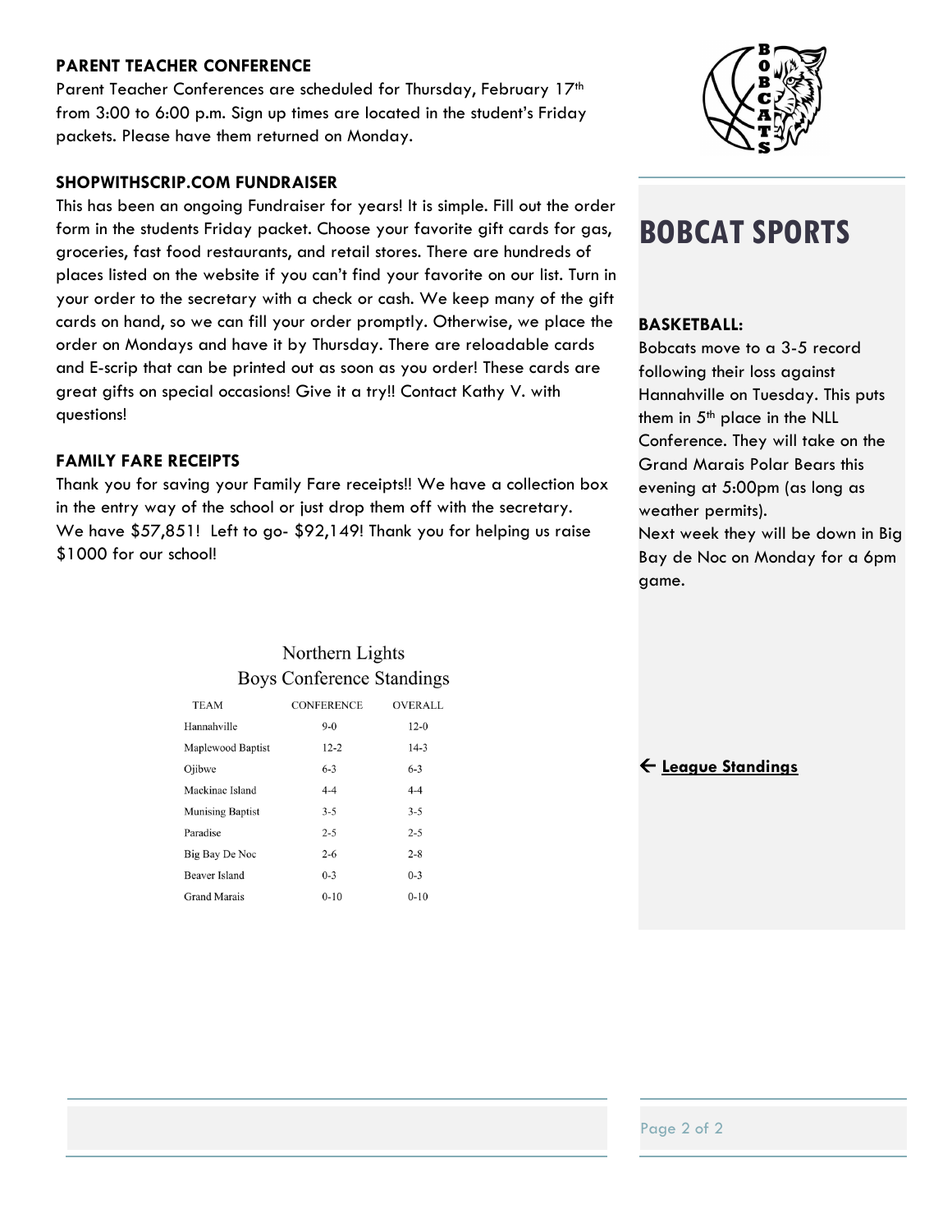### PARENT TEACHER CONFERENCE

Parent Teacher Conferences are scheduled for Thursday, February 17th from 3:00 to 6:00 p.m. Sign up times are located in the student's Friday packets. Please have them returned on Monday.

### SHOPWITHSCRIP.COM FUNDRAISER

This has been an ongoing Fundraiser for years! It is simple. Fill out the order form in the students Friday packet. Choose your favorite gift cards for gas, groceries, fast food restaurants, and retail stores. There are hundreds of places listed on the website if you can't find your favorite on our list. Turn in your order to the secretary with a check or cash. We keep many of the gift cards on hand, so we can fill your order promptly. Otherwise, we place the order on Mondays and have it by Thursday. There are reloadable cards and E-scrip that can be printed out as soon as you order! These cards are great gifts on special occasions! Give it a try!! Contact Kathy V. with questions!

### FAMILY FARE RECEIPTS

Thank you for saving your Family Fare receipts!! We have a collection box in the entry way of the school or just drop them off with the secretary. We have $57,851! Left to go- $92,149! Thank you for helping us raise $1000 for our school!

Northern Lights
Boys Conference Standings

| TEAM | CONFERENCE | OVERALL |
|---|---|---|
| Hannahville | 9-0 | 12-0 |
| Maplewood Baptist | 12-2 | 14-3 |
| Ojibwe | 6-3 | 6-3 |
| Mackinac Island | 4-4 | 4-4 |
| Munising Baptist | 3-5 | 3-5 |
| Paradise | 2-5 | 2-5 |
| Big Bay De Noc | 2-6 | 2-8 |
| Beaver Island | 0-3 | 0-3 |
| Grand Marais | 0-10 | 0-10 |

## BOBCAT SPORTS

### BASKETBALL:

Bobcats move to a 3-5 record following their loss against Hannahville on Tuesday. This puts them in 5th place in the NLL Conference. They will take on the Grand Marais Polar Bears this evening at 5:00pm (as long as weather permits).

Next week they will be down in Big Bay de Noc on Monday for a 6pm game.

← **League Standings**